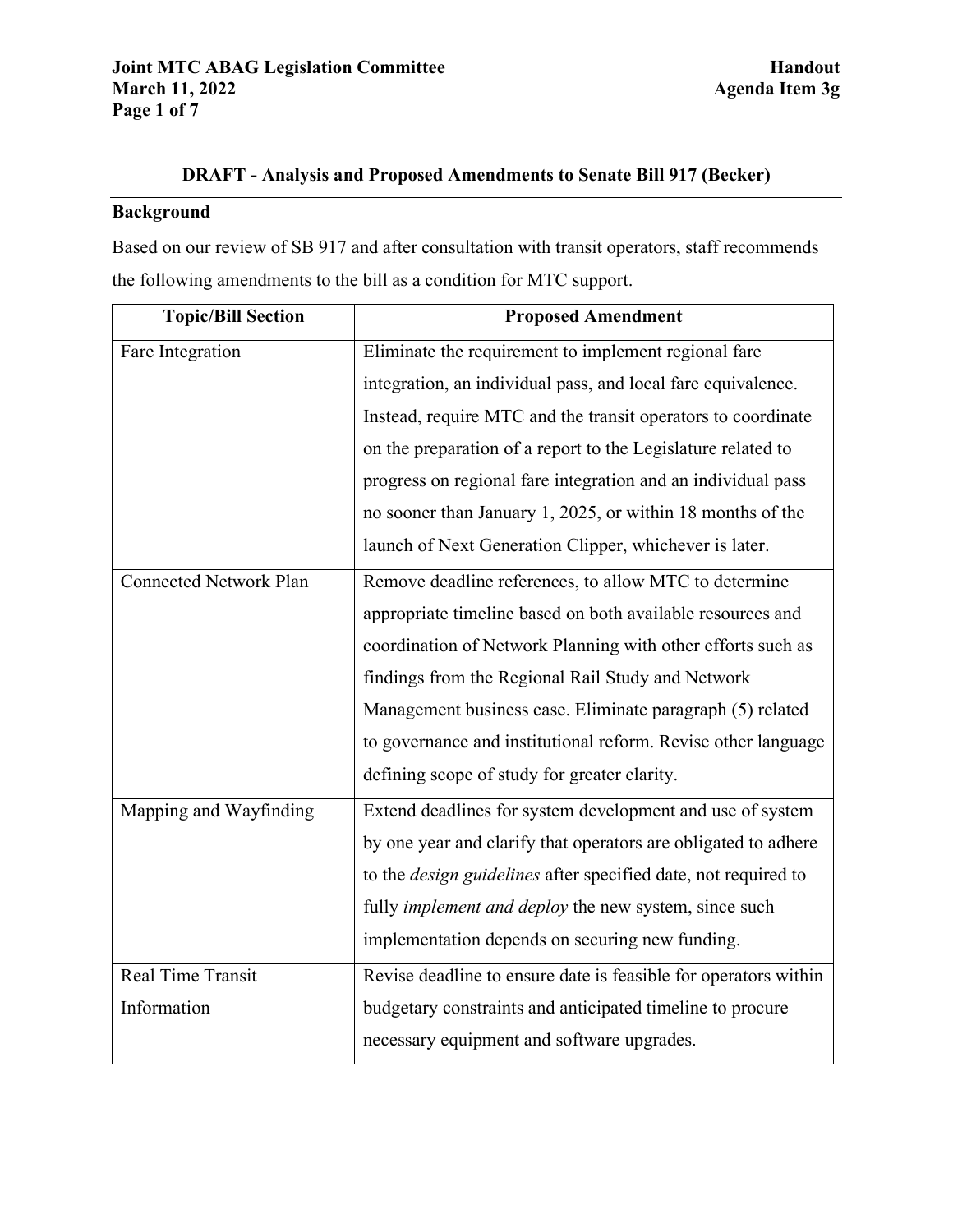# DRAFT - Analysis and Proposed Amendments to Senate Bill 917 (Becker)

## Background

Based on our review of SB 917 and after consultation with transit operators, staff recommends the following amendments to the bill as a condition for MTC support.

| Topic/Bill Section | Proposed Amendment |
|---|---|
| Fare Integration | Eliminate the requirement to implement regional fare integration, an individual pass, and local fare equivalence. Instead, require MTC and the transit operators to coordinate on the preparation of a report to the Legislature related to progress on regional fare integration and an individual pass no sooner than January 1, 2025, or within 18 months of the launch of Next Generation Clipper, whichever is later. |
| Connected Network Plan | Remove deadline references, to allow MTC to determine appropriate timeline based on both available resources and coordination of Network Planning with other efforts such as findings from the Regional Rail Study and Network Management business case. Eliminate paragraph (5) related to governance and institutional reform. Revise other language defining scope of study for greater clarity. |
| Mapping and Wayfinding | Extend deadlines for system development and use of system by one year and clarify that operators are obligated to adhere to the *design guidelines* after specified date, not required to fully *implement and deploy* the new system, since such implementation depends on securing new funding. |
| Real Time Transit Information | Revise deadline to ensure date is feasible for operators within budgetary constraints and anticipated timeline to procure necessary equipment and software upgrades. |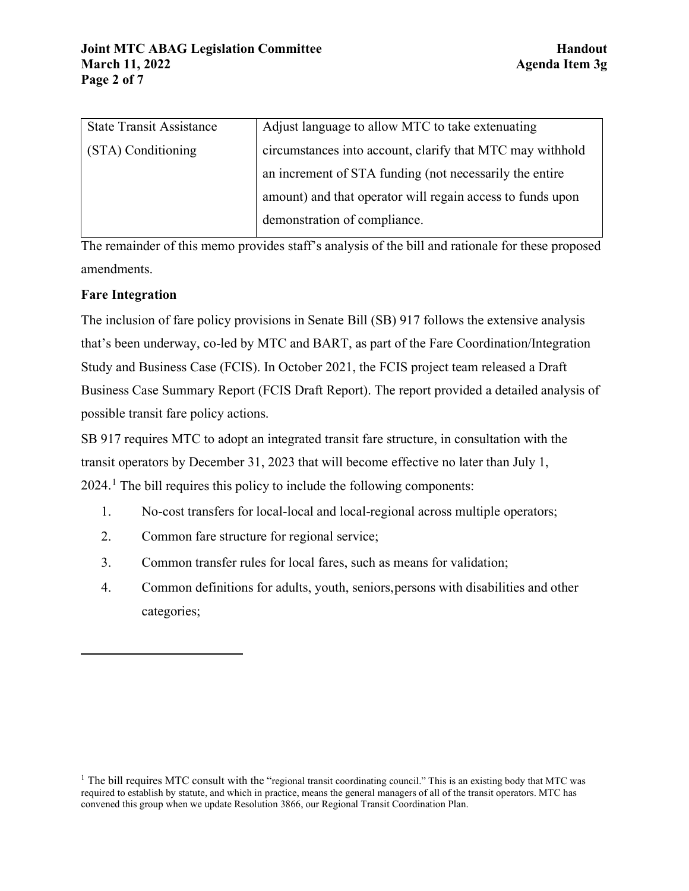| State Transit Assistance (STA) Conditioning | Adjust language to allow MTC to take extenuating circumstances into account, clarify that MTC may withhold an increment of STA funding (not necessarily the entire amount) and that operator will regain access to funds upon demonstration of compliance. |
|---|---|

The remainder of this memo provides staff's analysis of the bill and rationale for these proposed amendments.

**Fare Integration**

The inclusion of fare policy provisions in Senate Bill (SB) 917 follows the extensive analysis that's been underway, co-led by MTC and BART, as part of the Fare Coordination/Integration Study and Business Case (FCIS). In October 2021, the FCIS project team released a Draft Business Case Summary Report (FCIS Draft Report). The report provided a detailed analysis of possible transit fare policy actions.

SB 917 requires MTC to adopt an integrated transit fare structure, in consultation with the transit operators by December 31, 2023 that will become effective no later than July 1, 2024.[1] The bill requires this policy to include the following components:

1. No-cost transfers for local-local and local-regional across multiple operators;
2. Common fare structure for regional service;
3. Common transfer rules for local fares, such as means for validation;
4. Common definitions for adults, youth, seniors,persons with disabilities and other categories;

[1] The bill requires MTC consult with the "regional transit coordinating council." This is an existing body that MTC was required to establish by statute, and which in practice, means the general managers of all of the transit operators. MTC has convened this group when we update Resolution 3866, our Regional Transit Coordination Plan.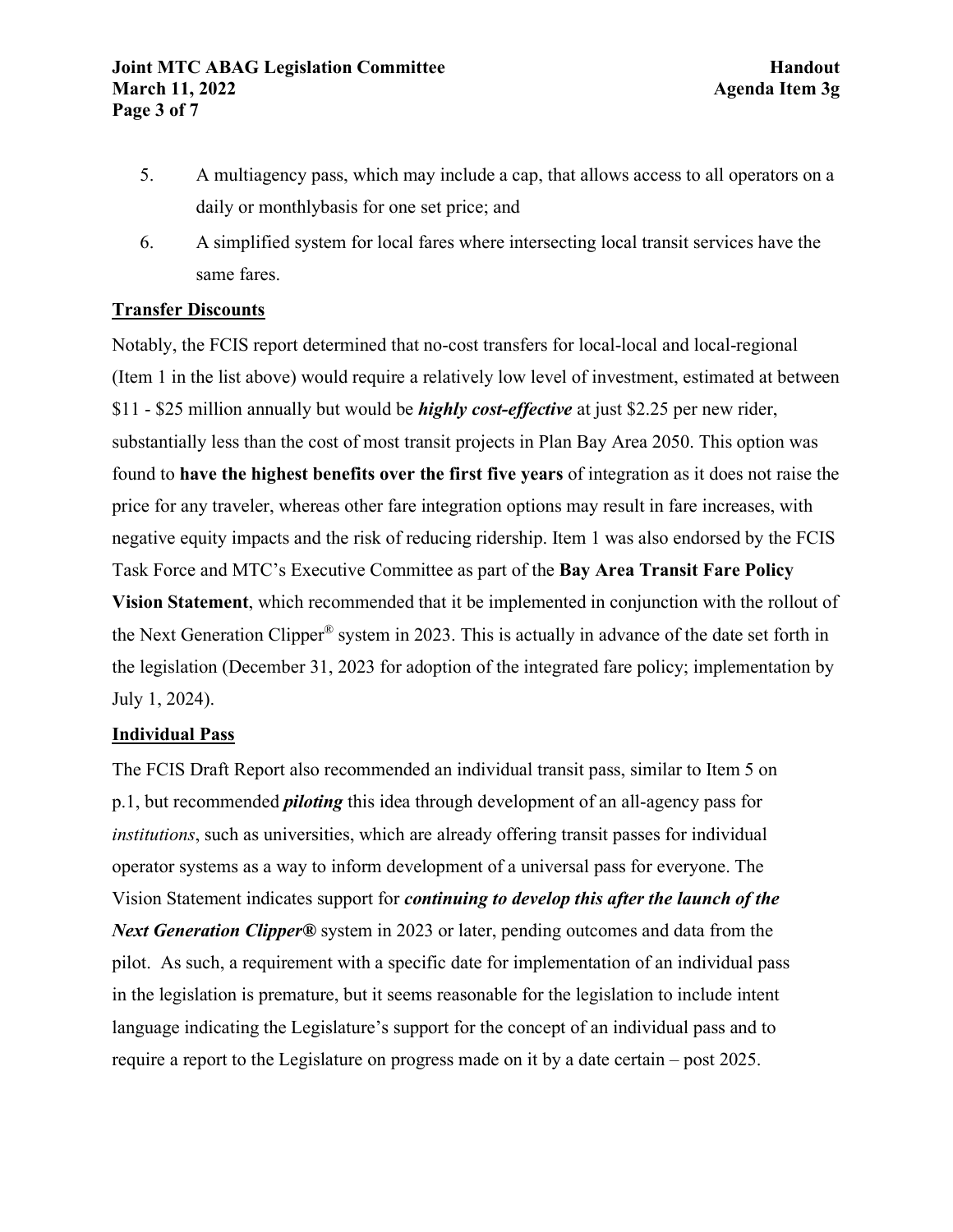5. A multiagency pass, which may include a cap, that allows access to all operators on a daily or monthlybasis for one set price; and
6. A simplified system for local fares where intersecting local transit services have the same fares.

**Transfer Discounts**

Notably, the FCIS report determined that no-cost transfers for local-local and local-regional (Item 1 in the list above) would require a relatively low level of investment, estimated at between \$11 - \$25 million annually but would be ***highly cost-effective*** at just \$2.25 per new rider, substantially less than the cost of most transit projects in Plan Bay Area 2050. This option was found to **have the highest benefits over the first five years** of integration as it does not raise the price for any traveler, whereas other fare integration options may result in fare increases, with negative equity impacts and the risk of reducing ridership. Item 1 was also endorsed by the FCIS Task Force and MTC's Executive Committee as part of the **Bay Area Transit Fare Policy Vision Statement**, which recommended that it be implemented in conjunction with the rollout of the Next Generation Clipper® system in 2023. This is actually in advance of the date set forth in the legislation (December 31, 2023 for adoption of the integrated fare policy; implementation by July 1, 2024).

**Individual Pass**

The FCIS Draft Report also recommended an individual transit pass, similar to Item 5 on p.1, but recommended ***piloting*** this idea through development of an all-agency pass for *institutions*, such as universities, which are already offering transit passes for individual operator systems as a way to inform development of a universal pass for everyone. The Vision Statement indicates support for ***continuing to develop this after the launch of the Next Generation Clipper®*** system in 2023 or later, pending outcomes and data from the pilot. As such, a requirement with a specific date for implementation of an individual pass in the legislation is premature, but it seems reasonable for the legislation to include intent language indicating the Legislature's support for the concept of an individual pass and to require a report to the Legislature on progress made on it by a date certain – post 2025.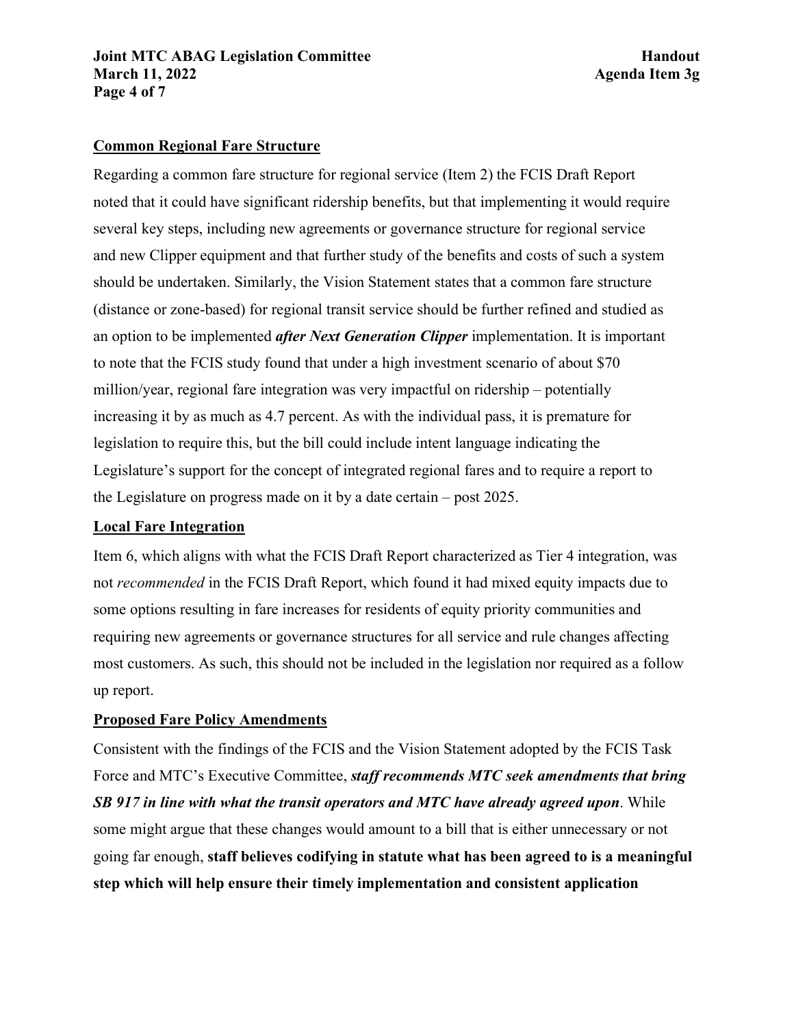**Common Regional Fare Structure**

Regarding a common fare structure for regional service (Item 2) the FCIS Draft Report noted that it could have significant ridership benefits, but that implementing it would require several key steps, including new agreements or governance structure for regional service and new Clipper equipment and that further study of the benefits and costs of such a system should be undertaken. Similarly, the Vision Statement states that a common fare structure (distance or zone-based) for regional transit service should be further refined and studied as an option to be implemented ***after Next Generation Clipper*** implementation. It is important to note that the FCIS study found that under a high investment scenario of about $70 million/year, regional fare integration was very impactful on ridership – potentially increasing it by as much as 4.7 percent. As with the individual pass, it is premature for legislation to require this, but the bill could include intent language indicating the Legislature's support for the concept of integrated regional fares and to require a report to the Legislature on progress made on it by a date certain – post 2025.

**Local Fare Integration**

Item 6, which aligns with what the FCIS Draft Report characterized as Tier 4 integration, was not *recommended* in the FCIS Draft Report, which found it had mixed equity impacts due to some options resulting in fare increases for residents of equity priority communities and requiring new agreements or governance structures for all service and rule changes affecting most customers. As such, this should not be included in the legislation nor required as a follow up report.

**Proposed Fare Policy Amendments**

Consistent with the findings of the FCIS and the Vision Statement adopted by the FCIS Task Force and MTC's Executive Committee, ***staff recommends MTC seek amendments that bring SB 917 in line with what the transit operators and MTC have already agreed upon***. While some might argue that these changes would amount to a bill that is either unnecessary or not going far enough, **staff believes codifying in statute what has been agreed to is a meaningful step which will help ensure their timely implementation and consistent application**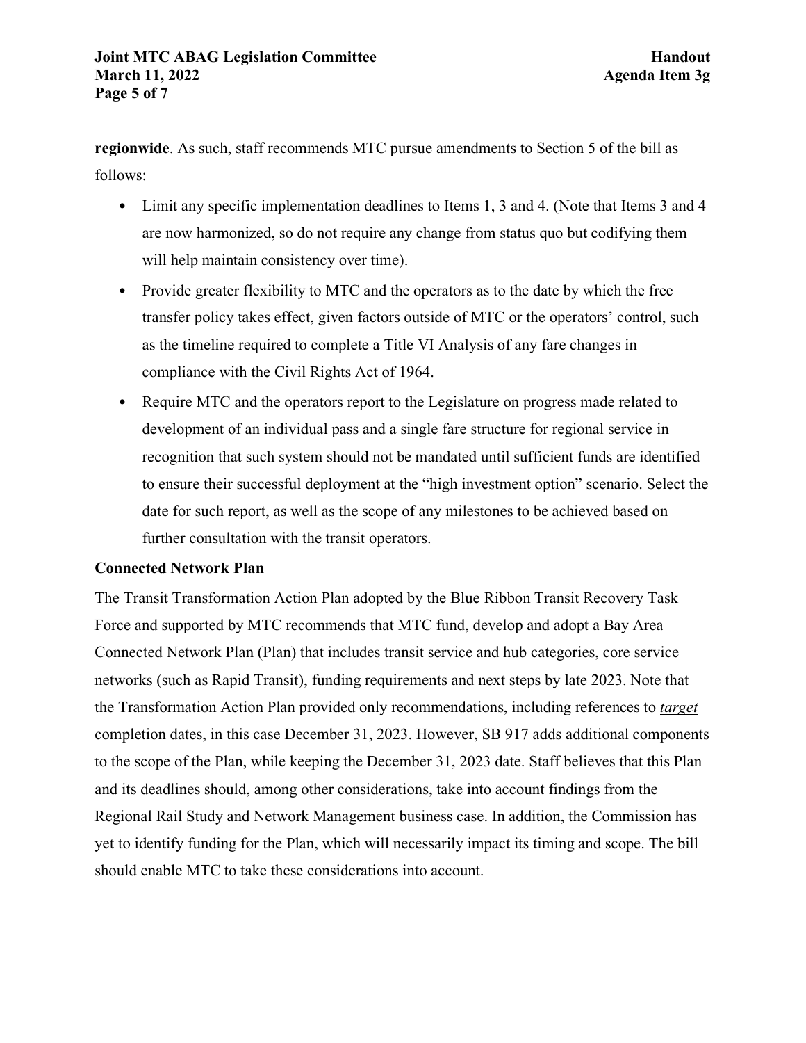**regionwide**. As such, staff recommends MTC pursue amendments to Section 5 of the bill as follows:

- Limit any specific implementation deadlines to Items 1, 3 and 4. (Note that Items 3 and 4 are now harmonized, so do not require any change from status quo but codifying them will help maintain consistency over time).
- Provide greater flexibility to MTC and the operators as to the date by which the free transfer policy takes effect, given factors outside of MTC or the operators' control, such as the timeline required to complete a Title VI Analysis of any fare changes in compliance with the Civil Rights Act of 1964.
- Require MTC and the operators report to the Legislature on progress made related to development of an individual pass and a single fare structure for regional service in recognition that such system should not be mandated until sufficient funds are identified to ensure their successful deployment at the "high investment option" scenario. Select the date for such report, as well as the scope of any milestones to be achieved based on further consultation with the transit operators.

**Connected Network Plan**

The Transit Transformation Action Plan adopted by the Blue Ribbon Transit Recovery Task Force and supported by MTC recommends that MTC fund, develop and adopt a Bay Area Connected Network Plan (Plan) that includes transit service and hub categories, core service networks (such as Rapid Transit), funding requirements and next steps by late 2023. Note that the Transformation Action Plan provided only recommendations, including references to <u>*target*</u> completion dates, in this case December 31, 2023. However, SB 917 adds additional components to the scope of the Plan, while keeping the December 31, 2023 date. Staff believes that this Plan and its deadlines should, among other considerations, take into account findings from the Regional Rail Study and Network Management business case. In addition, the Commission has yet to identify funding for the Plan, which will necessarily impact its timing and scope. The bill should enable MTC to take these considerations into account.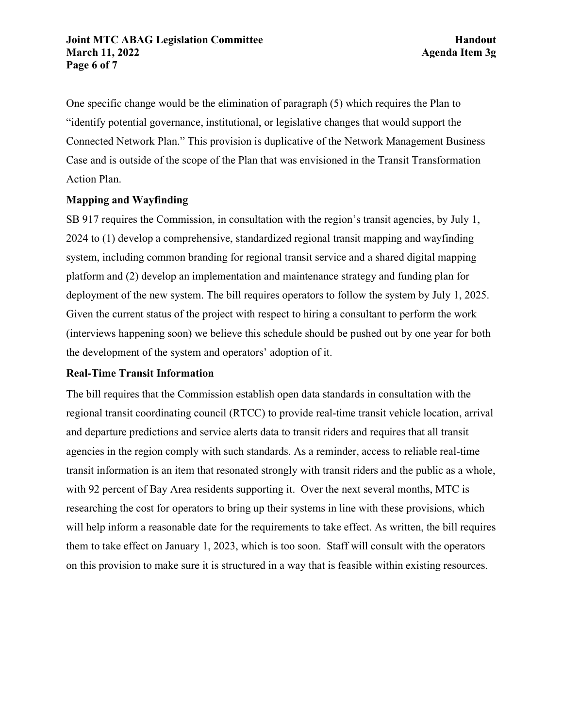One specific change would be the elimination of paragraph (5) which requires the Plan to "identify potential governance, institutional, or legislative changes that would support the Connected Network Plan." This provision is duplicative of the Network Management Business Case and is outside of the scope of the Plan that was envisioned in the Transit Transformation Action Plan.

**Mapping and Wayfinding**

SB 917 requires the Commission, in consultation with the region's transit agencies, by July 1, 2024 to (1) develop a comprehensive, standardized regional transit mapping and wayfinding system, including common branding for regional transit service and a shared digital mapping platform and (2) develop an implementation and maintenance strategy and funding plan for deployment of the new system. The bill requires operators to follow the system by July 1, 2025. Given the current status of the project with respect to hiring a consultant to perform the work (interviews happening soon) we believe this schedule should be pushed out by one year for both the development of the system and operators' adoption of it.

**Real-Time Transit Information**

The bill requires that the Commission establish open data standards in consultation with the regional transit coordinating council (RTCC) to provide real-time transit vehicle location, arrival and departure predictions and service alerts data to transit riders and requires that all transit agencies in the region comply with such standards. As a reminder, access to reliable real-time transit information is an item that resonated strongly with transit riders and the public as a whole, with 92 percent of Bay Area residents supporting it. Over the next several months, MTC is researching the cost for operators to bring up their systems in line with these provisions, which will help inform a reasonable date for the requirements to take effect. As written, the bill requires them to take effect on January 1, 2023, which is too soon. Staff will consult with the operators on this provision to make sure it is structured in a way that is feasible within existing resources.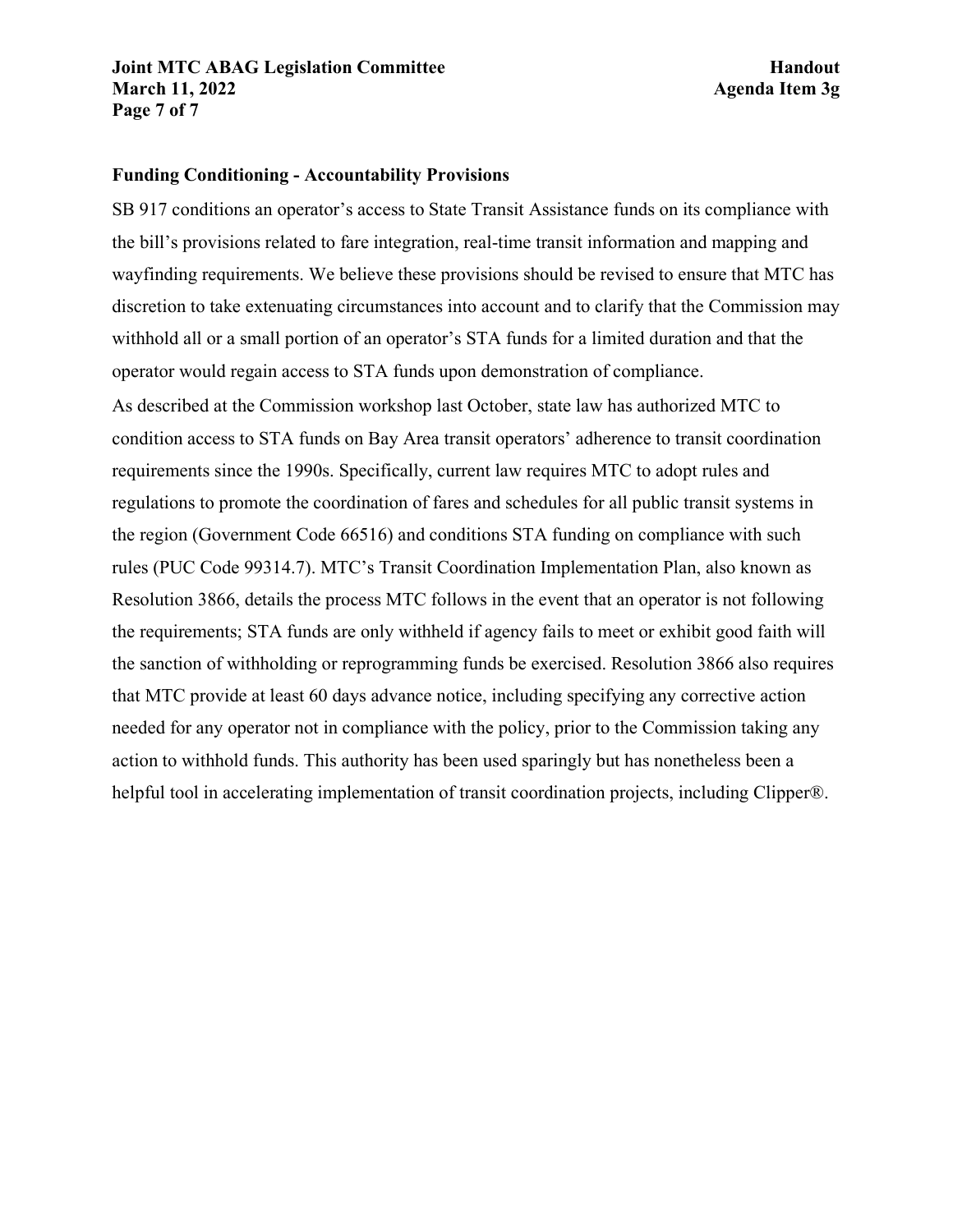**Funding Conditioning - Accountability Provisions**

SB 917 conditions an operator's access to State Transit Assistance funds on its compliance with the bill's provisions related to fare integration, real-time transit information and mapping and wayfinding requirements. We believe these provisions should be revised to ensure that MTC has discretion to take extenuating circumstances into account and to clarify that the Commission may withhold all or a small portion of an operator's STA funds for a limited duration and that the operator would regain access to STA funds upon demonstration of compliance.

As described at the Commission workshop last October, state law has authorized MTC to condition access to STA funds on Bay Area transit operators' adherence to transit coordination requirements since the 1990s. Specifically, current law requires MTC to adopt rules and regulations to promote the coordination of fares and schedules for all public transit systems in the region (Government Code 66516) and conditions STA funding on compliance with such rules (PUC Code 99314.7). MTC's Transit Coordination Implementation Plan, also known as Resolution 3866, details the process MTC follows in the event that an operator is not following the requirements; STA funds are only withheld if agency fails to meet or exhibit good faith will the sanction of withholding or reprogramming funds be exercised. Resolution 3866 also requires that MTC provide at least 60 days advance notice, including specifying any corrective action needed for any operator not in compliance with the policy, prior to the Commission taking any action to withhold funds. This authority has been used sparingly but has nonetheless been a helpful tool in accelerating implementation of transit coordination projects, including Clipper®.